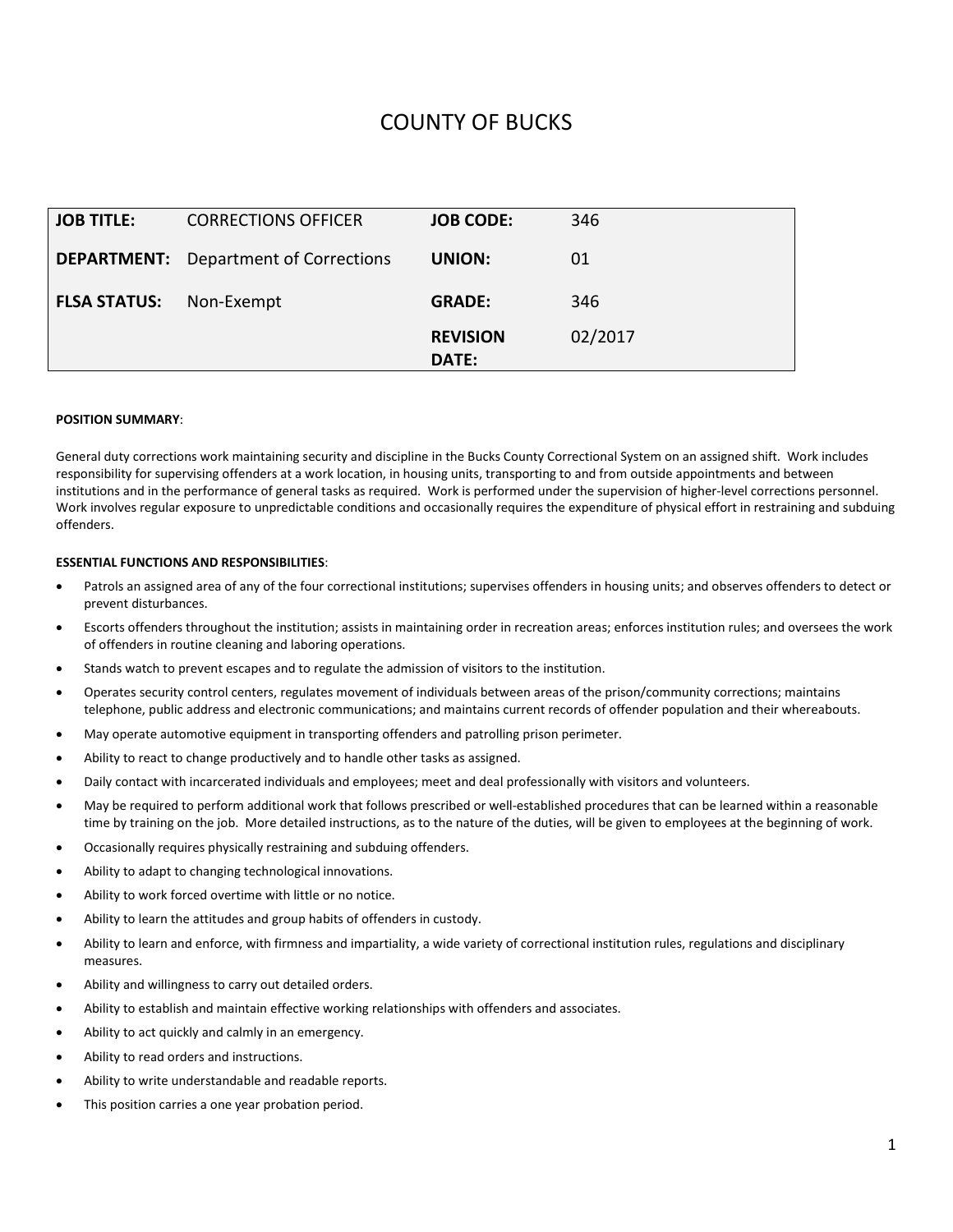# COUNTY OF BUCKS

| **JOB TITLE:** | CORRECTIONS OFFICER | **JOB CODE:** | 346 |
|---|---|---|---|
| **DEPARTMENT:** | Department of Corrections | **UNION:** | 01 |
| **FLSA STATUS:** | Non-Exempt | **GRADE:** | 346 |
| | | **REVISION DATE:** | 02/2017 |

**POSITION SUMMARY**:

General duty corrections work maintaining security and discipline in the Bucks County Correctional System on an assigned shift. Work includes responsibility for supervising offenders at a work location, in housing units, transporting to and from outside appointments and between institutions and in the performance of general tasks as required. Work is performed under the supervision of higher-level corrections personnel. Work involves regular exposure to unpredictable conditions and occasionally requires the expenditure of physical effort in restraining and subduing offenders.

**ESSENTIAL FUNCTIONS AND RESPONSIBILITIES**:

- Patrols an assigned area of any of the four correctional institutions; supervises offenders in housing units; and observes offenders to detect or prevent disturbances.
- Escorts offenders throughout the institution; assists in maintaining order in recreation areas; enforces institution rules; and oversees the work of offenders in routine cleaning and laboring operations.
- Stands watch to prevent escapes and to regulate the admission of visitors to the institution.
- Operates security control centers, regulates movement of individuals between areas of the prison/community corrections; maintains telephone, public address and electronic communications; and maintains current records of offender population and their whereabouts.
- May operate automotive equipment in transporting offenders and patrolling prison perimeter.
- Ability to react to change productively and to handle other tasks as assigned.
- Daily contact with incarcerated individuals and employees; meet and deal professionally with visitors and volunteers.
- May be required to perform additional work that follows prescribed or well-established procedures that can be learned within a reasonable time by training on the job. More detailed instructions, as to the nature of the duties, will be given to employees at the beginning of work.
- Occasionally requires physically restraining and subduing offenders.
- Ability to adapt to changing technological innovations.
- Ability to work forced overtime with little or no notice.
- Ability to learn the attitudes and group habits of offenders in custody.
- Ability to learn and enforce, with firmness and impartiality, a wide variety of correctional institution rules, regulations and disciplinary measures.
- Ability and willingness to carry out detailed orders.
- Ability to establish and maintain effective working relationships with offenders and associates.
- Ability to act quickly and calmly in an emergency.
- Ability to read orders and instructions.
- Ability to write understandable and readable reports.
- This position carries a one year probation period.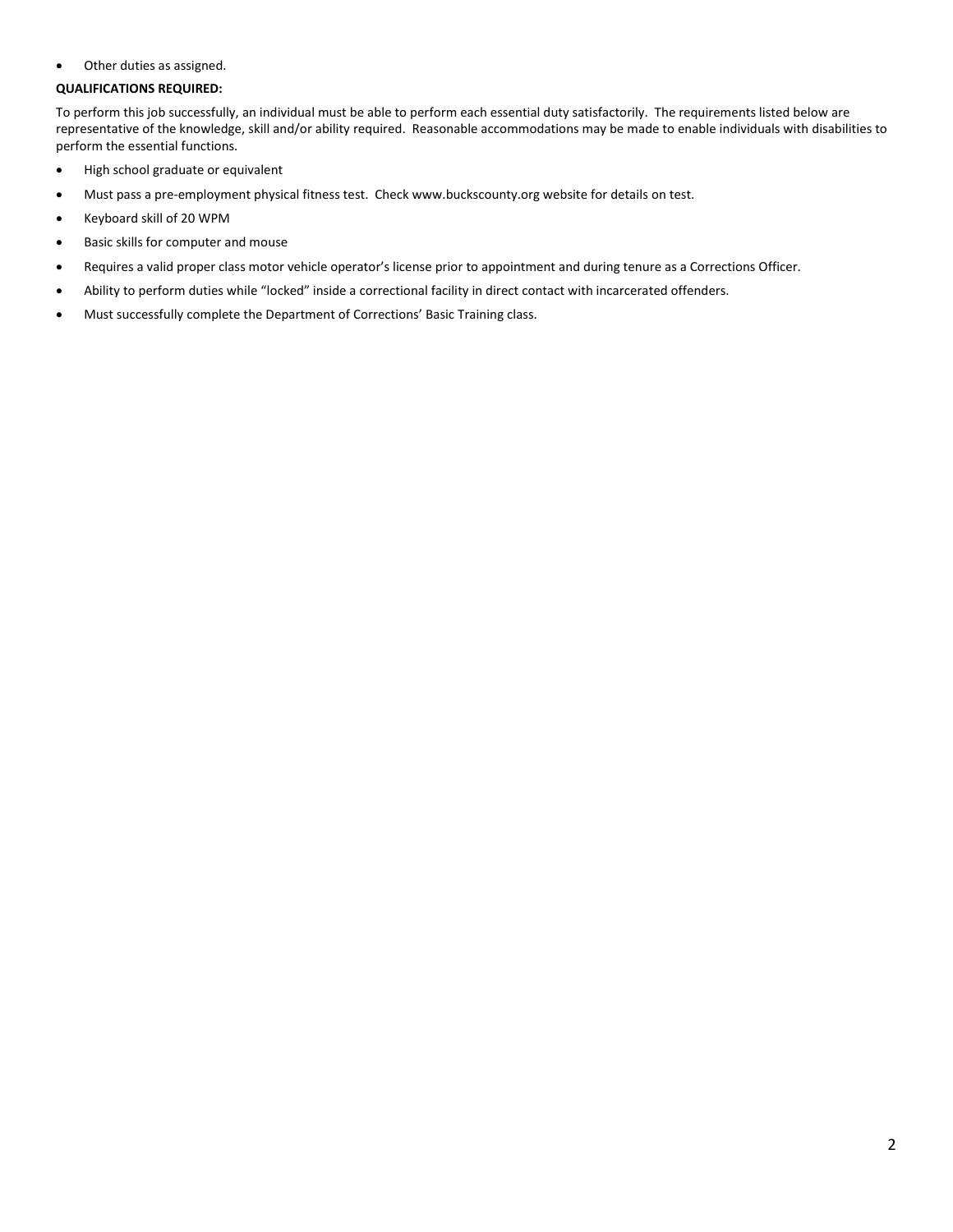- Other duties as assigned.

**QUALIFICATIONS REQUIRED:**

To perform this job successfully, an individual must be able to perform each essential duty satisfactorily. The requirements listed below are representative of the knowledge, skill and/or ability required. Reasonable accommodations may be made to enable individuals with disabilities to perform the essential functions.

- High school graduate or equivalent
- Must pass a pre-employment physical fitness test. Check www.buckscounty.org website for details on test.
- Keyboard skill of 20 WPM
- Basic skills for computer and mouse
- Requires a valid proper class motor vehicle operator's license prior to appointment and during tenure as a Corrections Officer.
- Ability to perform duties while "locked" inside a correctional facility in direct contact with incarcerated offenders.
- Must successfully complete the Department of Corrections' Basic Training class.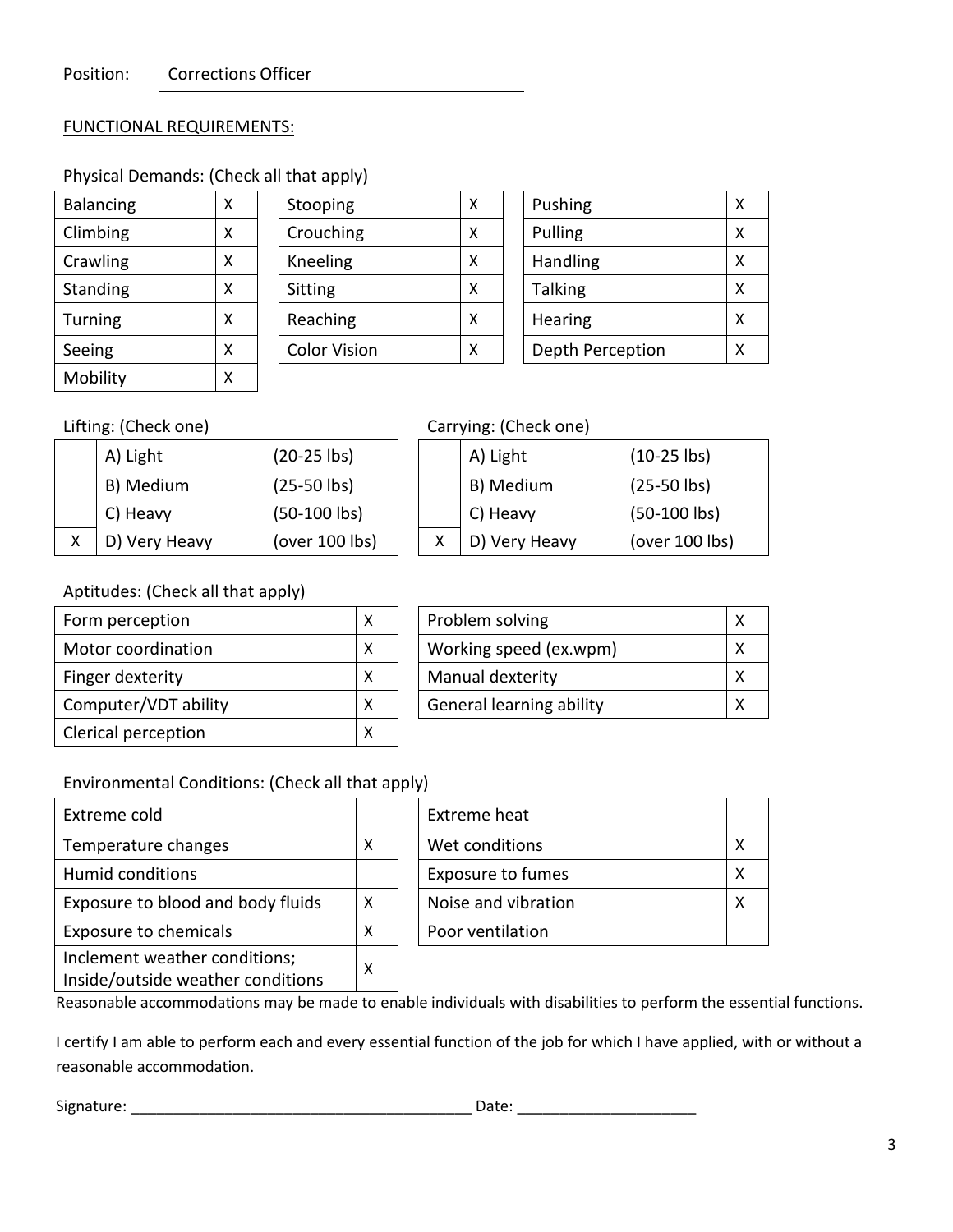Position: Corrections Officer

FUNCTIONAL REQUIREMENTS:

Physical Demands: (Check all that apply)

| | | | | | |
|---|---|---|---|---|---|
| Balancing | X | Stooping | X | Pushing | X |
| Climbing | X | Crouching | X | Pulling | X |
| Crawling | X | Kneeling | X | Handling | X |
| Standing | X | Sitting | X | Talking | X |
| Turning | X | Reaching | X | Hearing | X |
| Seeing | X | Color Vision | X | Depth Perception | X |
| Mobility | X | | | | |

Lifting: (Check one)

| | | |
|---|---|---|
| | A) Light | (20-25 lbs) |
| | B) Medium | (25-50 lbs) |
| | C) Heavy | (50-100 lbs) |
| X | D) Very Heavy | (over 100 lbs) |

Carrying: (Check one)

| | | |
|---|---|---|
| | A) Light | (10-25 lbs) |
| | B) Medium | (25-50 lbs) |
| | C) Heavy | (50-100 lbs) |
| X | D) Very Heavy | (over 100 lbs) |

Aptitudes: (Check all that apply)

| | | | |
|---|---|---|---|
| Form perception | X | Problem solving | X |
| Motor coordination | X | Working speed (ex.wpm) | X |
| Finger dexterity | X | Manual dexterity | X |
| Computer/VDT ability | X | General learning ability | X |
| Clerical perception | X | | |

Environmental Conditions: (Check all that apply)

| | | | |
|---|---|---|---|
| Extreme cold | | Extreme heat | |
| Temperature changes | X | Wet conditions | X |
| Humid conditions | | Exposure to fumes | X |
| Exposure to blood and body fluids | X | Noise and vibration | X |
| Exposure to chemicals | X | Poor ventilation | |
| Inclement weather conditions; Inside/outside weather conditions | X | | |

Reasonable accommodations may be made to enable individuals with disabilities to perform the essential functions.

I certify I am able to perform each and every essential function of the job for which I have applied, with or without a reasonable accommodation.

Signature: ________________________________________ Date: _____________________